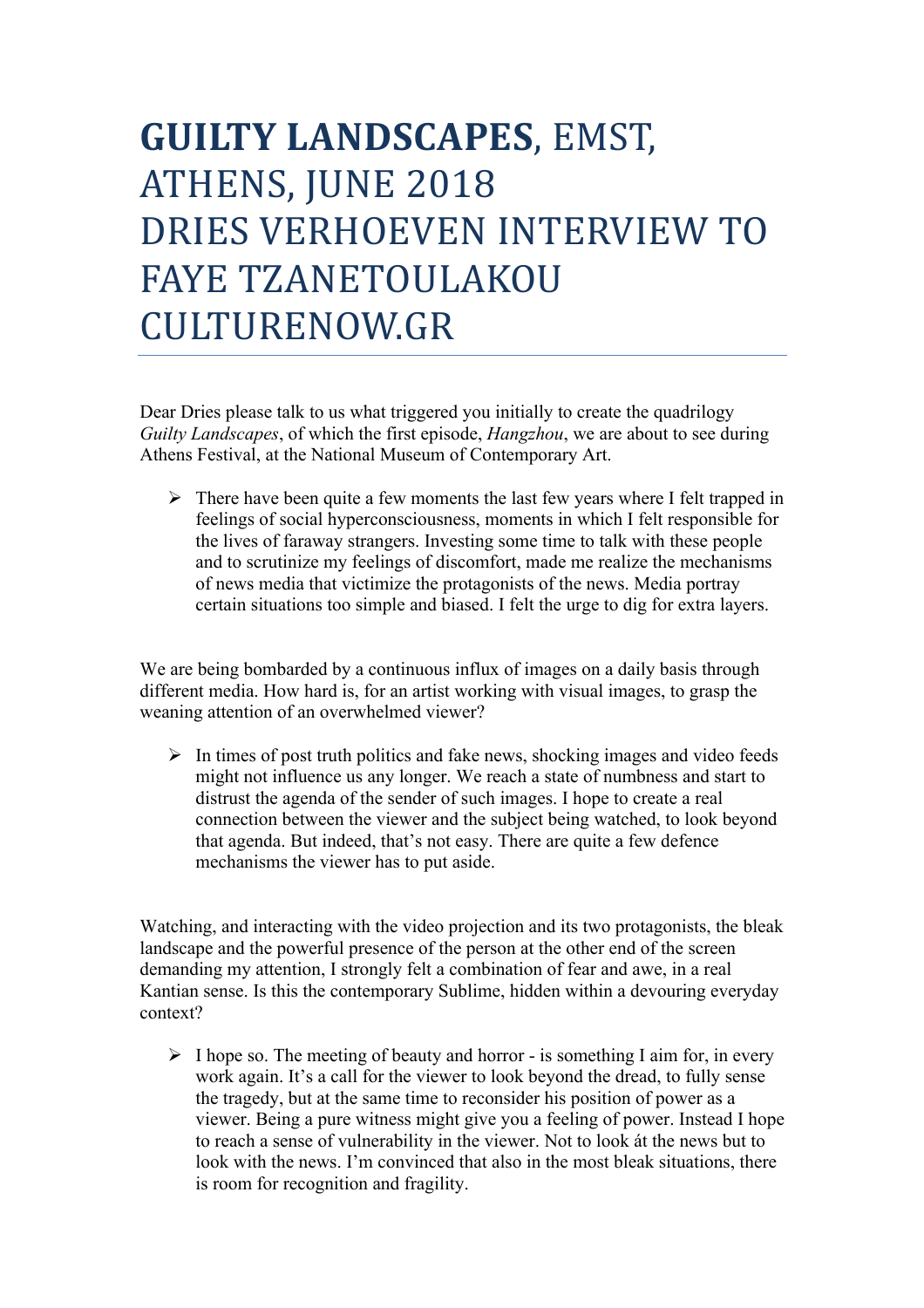# **GUILTY LANDSCAPES**, EMST, ATHENS, JUNE 2018 DRIES VERHOEVEN INTERVIEW TO FAYE TZANETOULAKOU CULTURENOW.GR

Dear Dries please talk to us what triggered you initially to create the quadrilogy *Guilty Landscapes*, of which the first episode, *Hangzhou*, we are about to see during Athens Festival, at the National Museum of Contemporary Art.

- There have been quite a few moments the last few years where I felt trapped in feelings of social hyperconsciousness, moments in which I felt responsible for the lives of faraway strangers. Investing some time to talk with these people and to scrutinize my feelings of discomfort, made me realize the mechanisms of news media that victimize the protagonists of the news. Media portray certain situations too simple and biased. I felt the urge to dig for extra layers.

We are being bombarded by a continuous influx of images on a daily basis through different media. How hard is, for an artist working with visual images, to grasp the weaning attention of an overwhelmed viewer?

- In times of post truth politics and fake news, shocking images and video feeds might not influence us any longer. We reach a state of numbness and start to distrust the agenda of the sender of such images. I hope to create a real connection between the viewer and the subject being watched, to look beyond that agenda. But indeed, that's not easy. There are quite a few defence mechanisms the viewer has to put aside.

Watching, and interacting with the video projection and its two protagonists, the bleak landscape and the powerful presence of the person at the other end of the screen demanding my attention, I strongly felt a combination of fear and awe, in a real Kantian sense. Is this the contemporary Sublime, hidden within a devouring everyday context?

- I hope so. The meeting of beauty and horror - is something I aim for, in every work again. It's a call for the viewer to look beyond the dread, to fully sense the tragedy, but at the same time to reconsider his position of power as a viewer. Being a pure witness might give you a feeling of power. Instead I hope to reach a sense of vulnerability in the viewer. Not to look át the news but to look with the news. I'm convinced that also in the most bleak situations, there is room for recognition and fragility.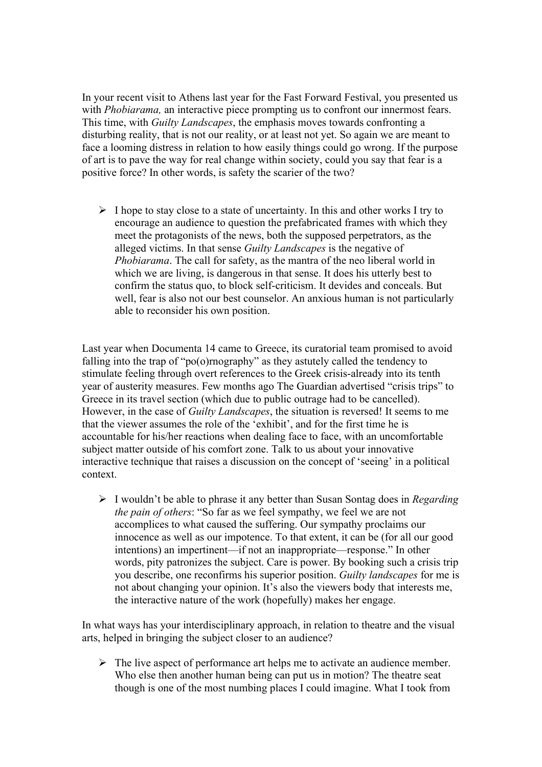In your recent visit to Athens last year for the Fast Forward Festival, you presented us with *Phobiarama,* an interactive piece prompting us to confront our innermost fears. This time, with *Guilty Landscapes*, the emphasis moves towards confronting a disturbing reality, that is not our reality, or at least not yet. So again we are meant to face a looming distress in relation to how easily things could go wrong. If the purpose of art is to pave the way for real change within society, could you say that fear is a positive force? In other words, is safety the scarier of the two?

- I hope to stay close to a state of uncertainty. In this and other works I try to encourage an audience to question the prefabricated frames with which they meet the protagonists of the news, both the supposed perpetrators, as the alleged victims. In that sense *Guilty Landscapes* is the negative of *Phobiarama*. The call for safety, as the mantra of the neo liberal world in which we are living, is dangerous in that sense. It does his utterly best to confirm the status quo, to block self-criticism. It devides and conceals. But well, fear is also not our best counselor. An anxious human is not particularly able to reconsider his own position.

Last year when Documenta 14 came to Greece, its curatorial team promised to avoid falling into the trap of "po(o)rnography" as they astutely called the tendency to stimulate feeling through overt references to the Greek crisis-already into its tenth year of austerity measures. Few months ago The Guardian advertised "crisis trips" to Greece in its travel section (which due to public outrage had to be cancelled). However, in the case of *Guilty Landscapes*, the situation is reversed! It seems to me that the viewer assumes the role of the 'exhibit', and for the first time he is accountable for his/her reactions when dealing face to face, with an uncomfortable subject matter outside of his comfort zone. Talk to us about your innovative interactive technique that raises a discussion on the concept of 'seeing' in a political context.

- I wouldn't be able to phrase it any better than Susan Sontag does in *Regarding the pain of others*: "So far as we feel sympathy, we feel we are not accomplices to what caused the suffering. Our sympathy proclaims our innocence as well as our impotence. To that extent, it can be (for all our good intentions) an impertinent—if not an inappropriate—response." In other words, pity patronizes the subject. Care is power. By booking such a crisis trip you describe, one reconfirms his superior position. *Guilty landscapes* for me is not about changing your opinion. It's also the viewers body that interests me, the interactive nature of the work (hopefully) makes her engage.

In what ways has your interdisciplinary approach, in relation to theatre and the visual arts, helped in bringing the subject closer to an audience?

- The live aspect of performance art helps me to activate an audience member. Who else then another human being can put us in motion? The theatre seat though is one of the most numbing places I could imagine. What I took from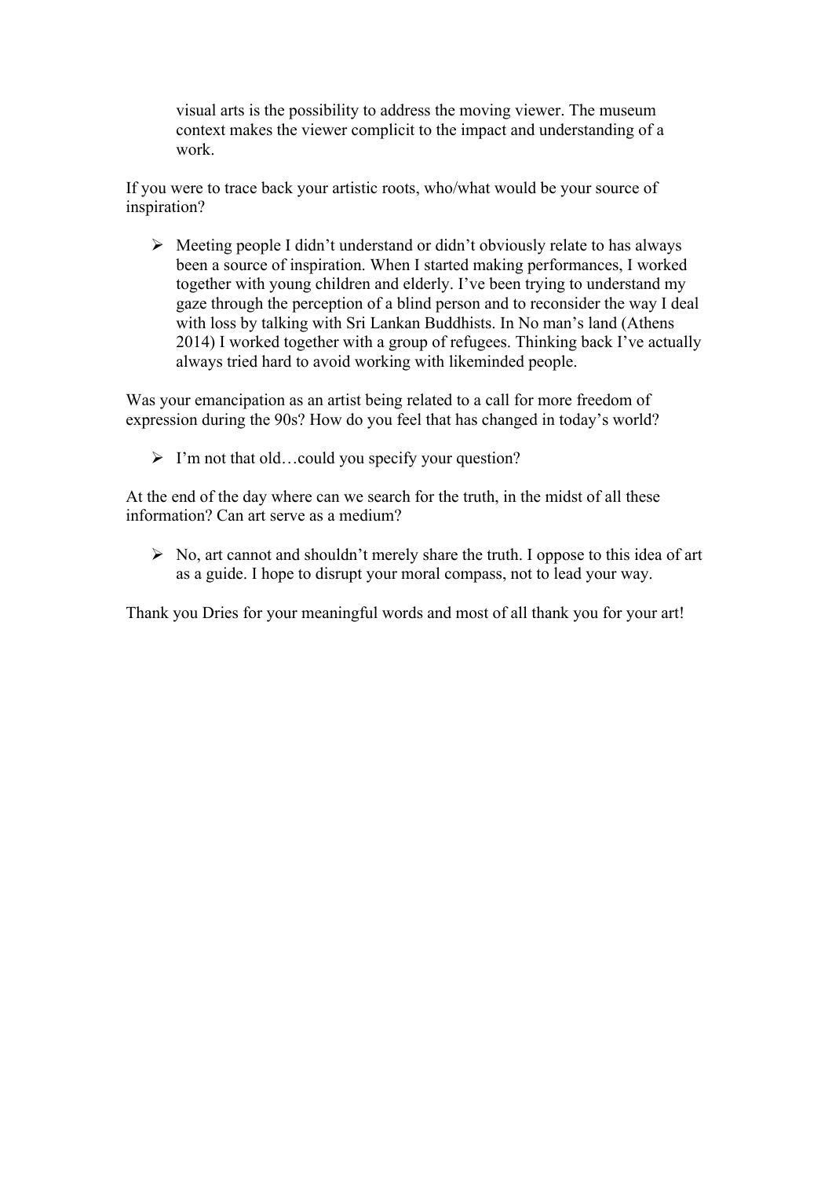visual arts is the possibility to address the moving viewer. The museum context makes the viewer complicit to the impact and understanding of a work.

If you were to trace back your artistic roots, who/what would be your source of inspiration?

- Meeting people I didn't understand or didn't obviously relate to has always been a source of inspiration. When I started making performances, I worked together with young children and elderly. I've been trying to understand my gaze through the perception of a blind person and to reconsider the way I deal with loss by talking with Sri Lankan Buddhists. In No man's land (Athens 2014) I worked together with a group of refugees. Thinking back I've actually always tried hard to avoid working with likeminded people.

Was your emancipation as an artist being related to a call for more freedom of expression during the 90s? How do you feel that has changed in today's world?

- I'm not that old…could you specify your question?

At the end of the day where can we search for the truth, in the midst of all these information? Can art serve as a medium?

- No, art cannot and shouldn't merely share the truth. I oppose to this idea of art as a guide. I hope to disrupt your moral compass, not to lead your way.

Thank you Dries for your meaningful words and most of all thank you for your art!